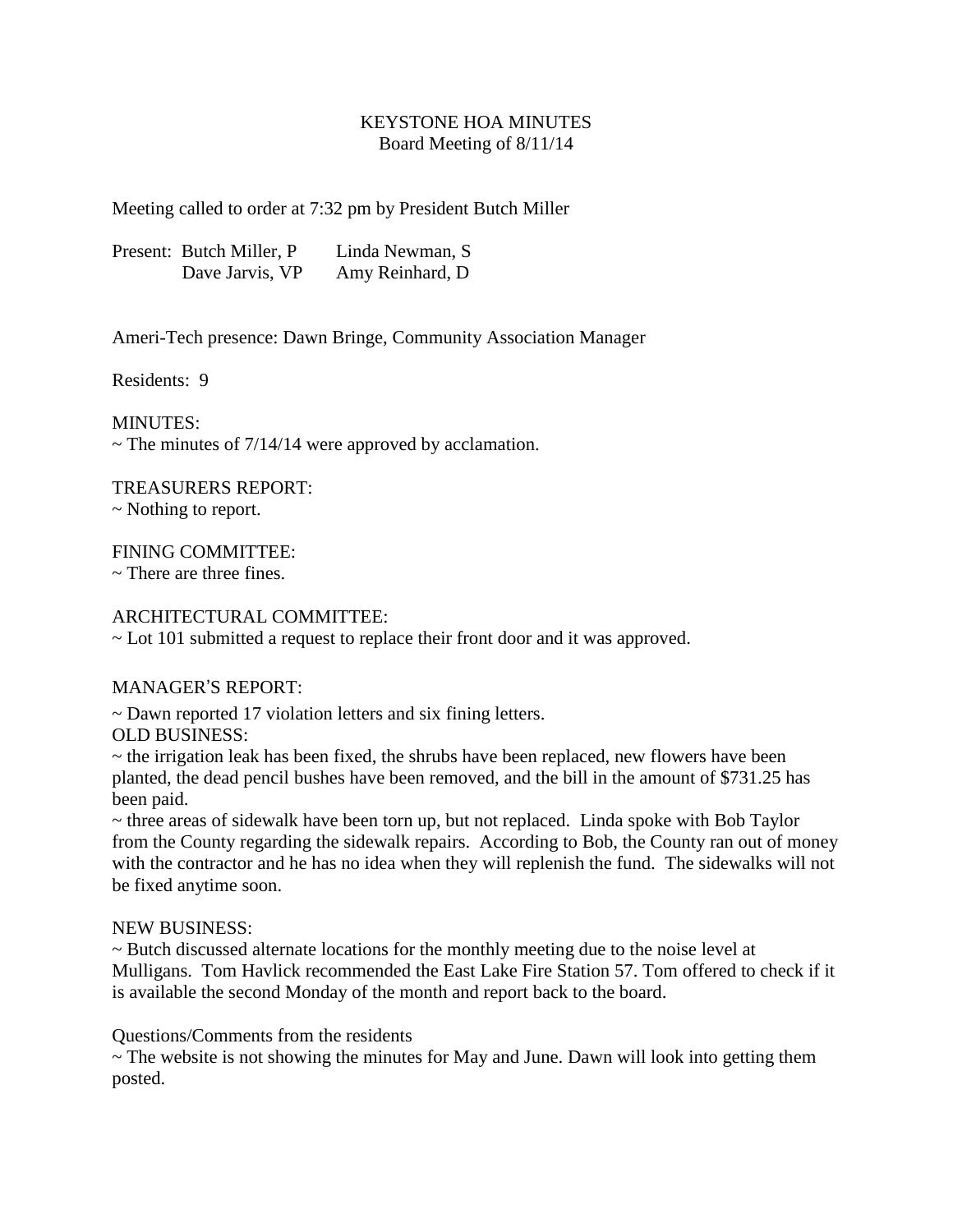# KEYSTONE HOA MINUTES
## Board Meeting of 8/11/14

Meeting called to order at 7:32 pm by President Butch Miller

Present: Butch Miller, P    Linda Newman, S
Dave Jarvis, VP    Amy Reinhard, D

Ameri-Tech presence: Dawn Bringe, Community Association Manager

Residents: 9

MINUTES:
~ The minutes of 7/14/14 were approved by acclamation.

TREASURERS REPORT:
~ Nothing to report.

FINING COMMITTEE:
~ There are three fines.

ARCHITECTURAL COMMITTEE:
~ Lot 101 submitted a request to replace their front door and it was approved.

MANAGER'S REPORT:

~ Dawn reported 17 violation letters and six fining letters.

OLD BUSINESS:
~ the irrigation leak has been fixed, the shrubs have been replaced, new flowers have been planted, the dead pencil bushes have been removed, and the bill in the amount of $731.25 has been paid.
~ three areas of sidewalk have been torn up, but not replaced. Linda spoke with Bob Taylor from the County regarding the sidewalk repairs. According to Bob, the County ran out of money with the contractor and he has no idea when they will replenish the fund. The sidewalks will not be fixed anytime soon.

NEW BUSINESS:
~ Butch discussed alternate locations for the monthly meeting due to the noise level at Mulligans. Tom Havlick recommended the East Lake Fire Station 57. Tom offered to check if it is available the second Monday of the month and report back to the board.

Questions/Comments from the residents
~ The website is not showing the minutes for May and June. Dawn will look into getting them posted.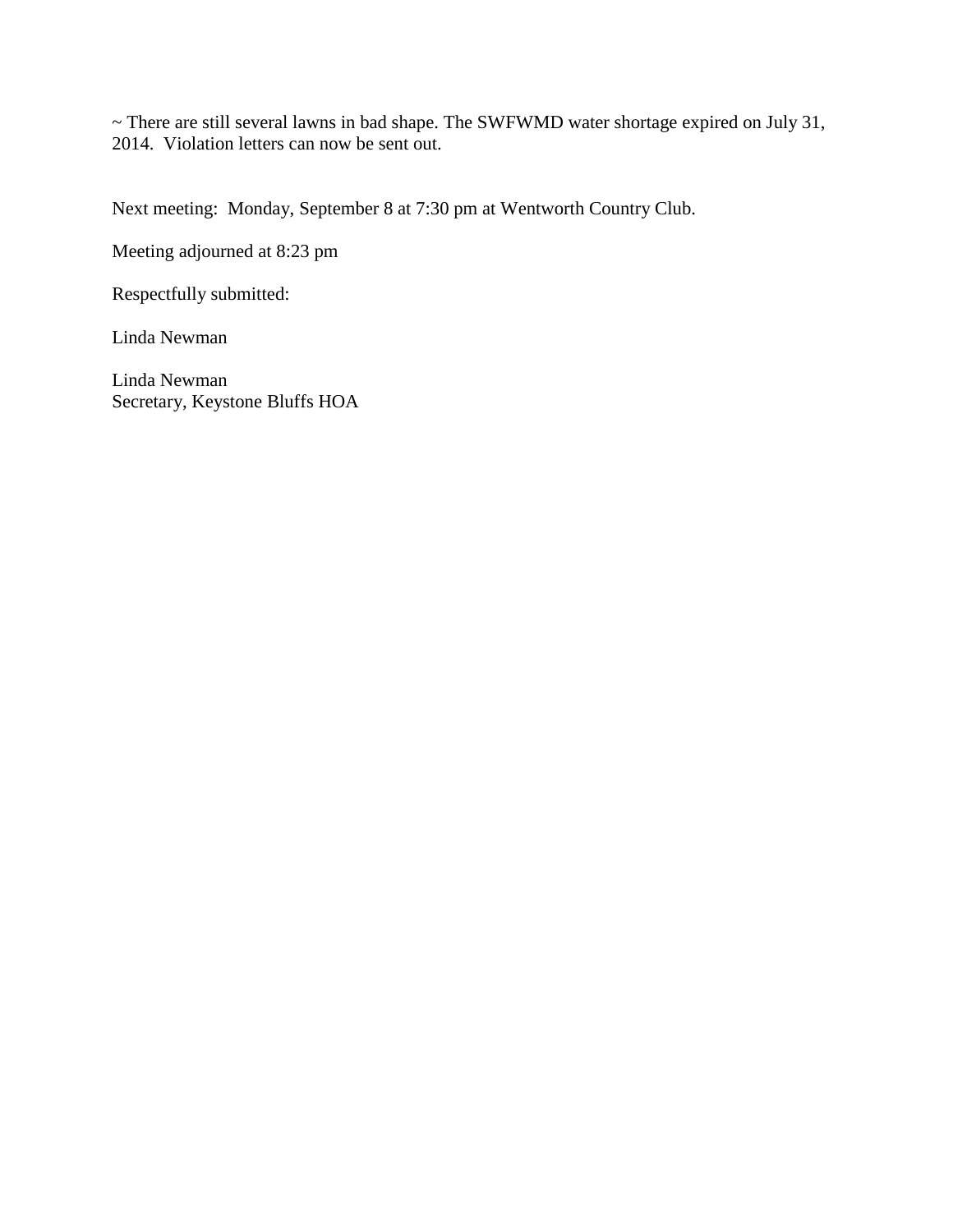~ There are still several lawns in bad shape. The SWFWMD water shortage expired on July 31, 2014. Violation letters can now be sent out.

Next meeting: Monday, September 8 at 7:30 pm at Wentworth Country Club.

Meeting adjourned at 8:23 pm

Respectfully submitted:

Linda Newman

Linda Newman
Secretary, Keystone Bluffs HOA